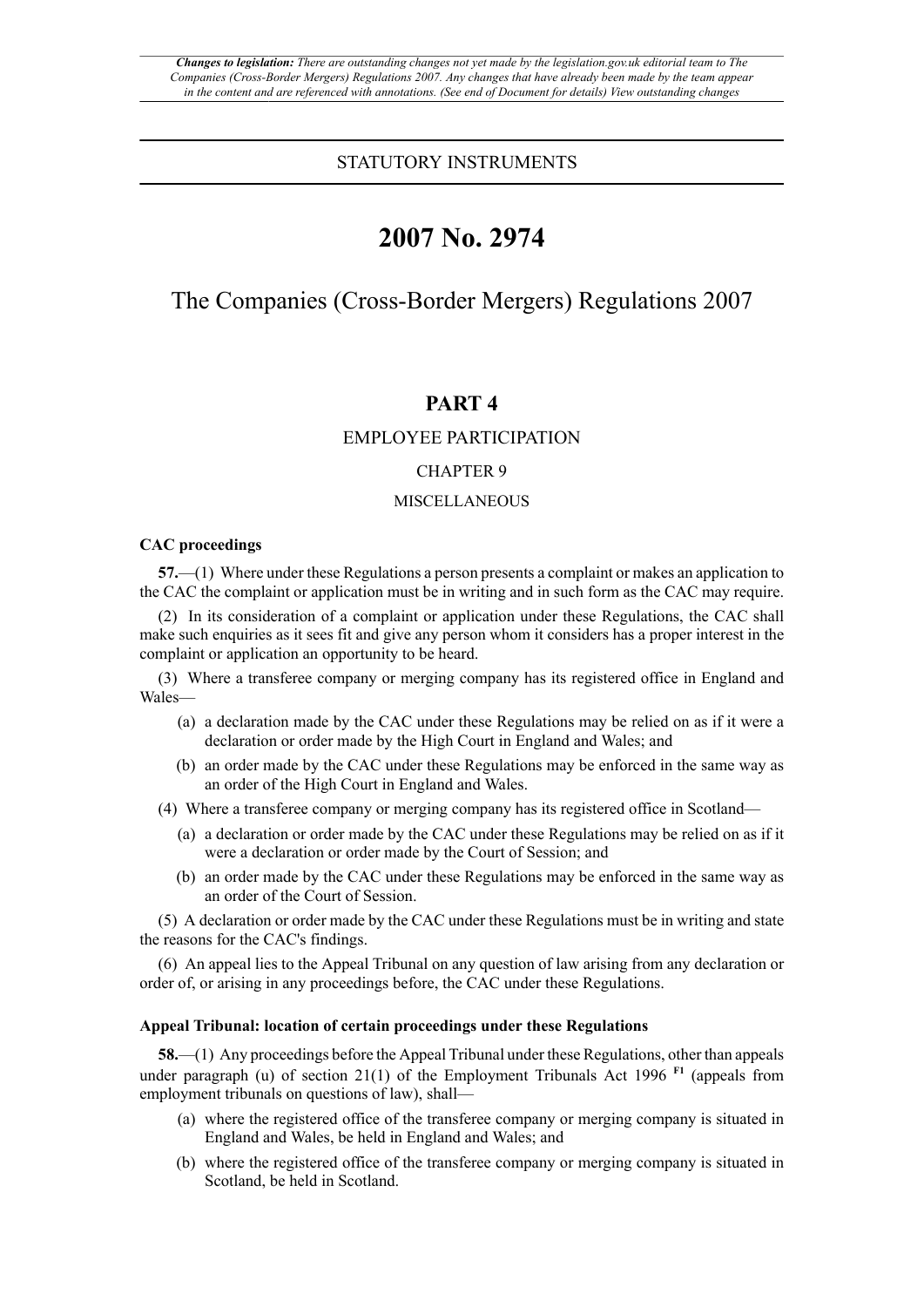*Changes to legislation: There are outstanding changes not yet made by the legislation.gov.uk editorial team to The Companies (Cross-Border Mergers) Regulations 2007. Any changes that have already been made by the team appear in the content and are referenced with annotations. (See end of Document for details) View outstanding changes*

STATUTORY INSTRUMENTS

# 2007 No. 2974

## The Companies (Cross-Border Mergers) Regulations 2007

## PART 4

EMPLOYEE PARTICIPATION

CHAPTER 9

MISCELLANEOUS

**CAC proceedings**

**57.**—(1) Where under these Regulations a person presents a complaint or makes an application to the CAC the complaint or application must be in writing and in such form as the CAC may require.

(2) In its consideration of a complaint or application under these Regulations, the CAC shall make such enquiries as it sees fit and give any person whom it considers has a proper interest in the complaint or application an opportunity to be heard.

(3) Where a transferee company or merging company has its registered office in England and Wales—

(a) a declaration made by the CAC under these Regulations may be relied on as if it were a declaration or order made by the High Court in England and Wales; and

(b) an order made by the CAC under these Regulations may be enforced in the same way as an order of the High Court in England and Wales.

(4) Where a transferee company or merging company has its registered office in Scotland—

(a) a declaration or order made by the CAC under these Regulations may be relied on as if it were a declaration or order made by the Court of Session; and

(b) an order made by the CAC under these Regulations may be enforced in the same way as an order of the Court of Session.

(5) A declaration or order made by the CAC under these Regulations must be in writing and state the reasons for the CAC's findings.

(6) An appeal lies to the Appeal Tribunal on any question of law arising from any declaration or order of, or arising in any proceedings before, the CAC under these Regulations.

**Appeal Tribunal: location of certain proceedings under these Regulations**

**58.**—(1) Any proceedings before the Appeal Tribunal under these Regulations, other than appeals under paragraph (u) of section 21(1) of the Employment Tribunals Act 1996 [F1] (appeals from employment tribunals on questions of law), shall—

(a) where the registered office of the transferee company or merging company is situated in England and Wales, be held in England and Wales; and

(b) where the registered office of the transferee company or merging company is situated in Scotland, be held in Scotland.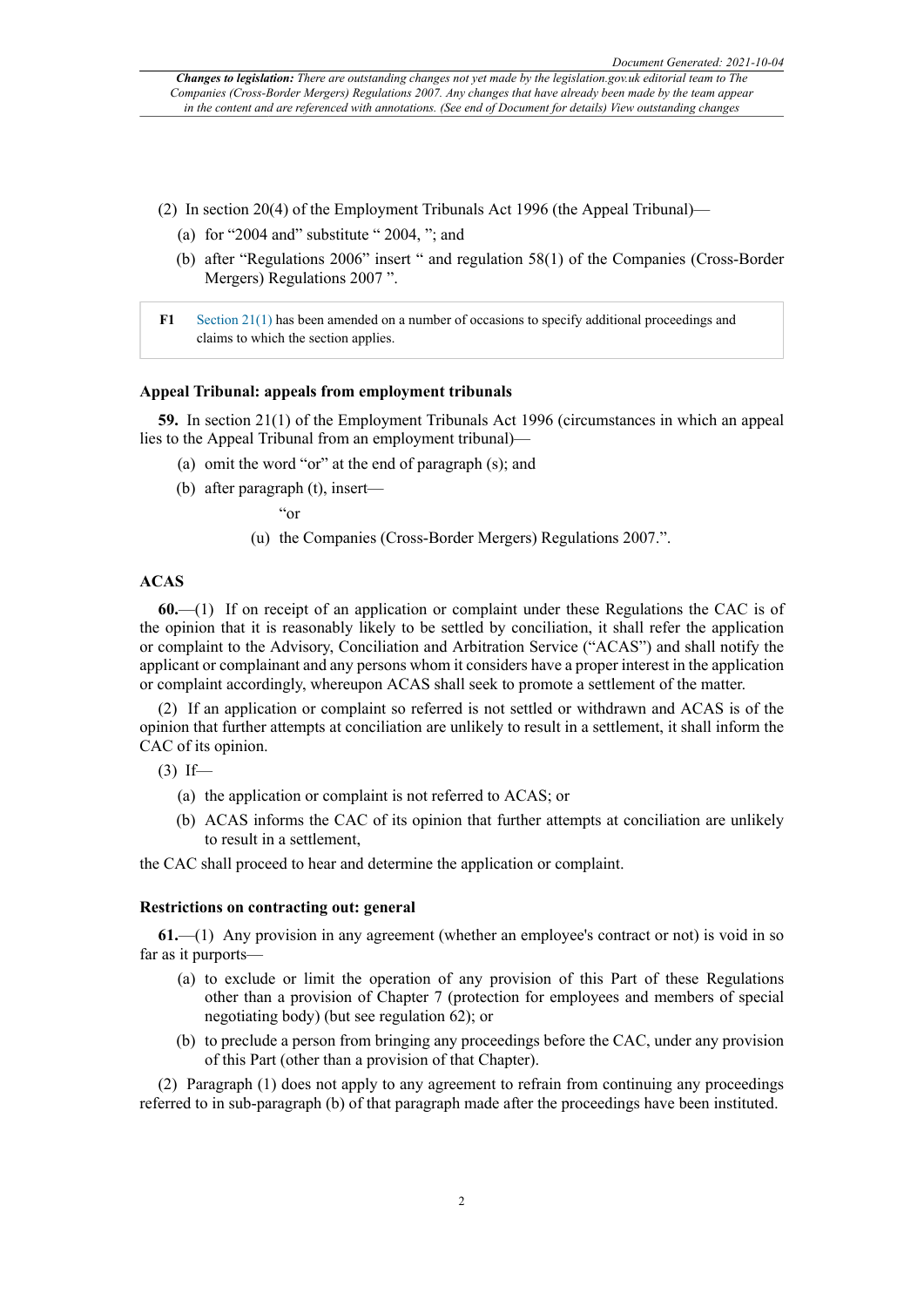(2) In section 20(4) of the Employment Tribunals Act 1996 (the Appeal Tribunal)—

(a) for "2004 and" substitute " 2004, "; and

(b) after "Regulations 2006" insert " and regulation 58(1) of the Companies (Cross-Border Mergers) Regulations 2007 ".

**F1** Section 21(1) has been amended on a number of occasions to specify additional proceedings and claims to which the section applies.

### Appeal Tribunal: appeals from employment tribunals

**59.** In section 21(1) of the Employment Tribunals Act 1996 (circumstances in which an appeal lies to the Appeal Tribunal from an employment tribunal)—

(a) omit the word "or" at the end of paragraph (s); and

(b) after paragraph (t), insert—

"or

(u) the Companies (Cross-Border Mergers) Regulations 2007.".

### ACAS

**60.**—(1) If on receipt of an application or complaint under these Regulations the CAC is of the opinion that it is reasonably likely to be settled by conciliation, it shall refer the application or complaint to the Advisory, Conciliation and Arbitration Service ("ACAS") and shall notify the applicant or complainant and any persons whom it considers have a proper interest in the application or complaint accordingly, whereupon ACAS shall seek to promote a settlement of the matter.

(2) If an application or complaint so referred is not settled or withdrawn and ACAS is of the opinion that further attempts at conciliation are unlikely to result in a settlement, it shall inform the CAC of its opinion.

(3) If—

(a) the application or complaint is not referred to ACAS; or

(b) ACAS informs the CAC of its opinion that further attempts at conciliation are unlikely to result in a settlement,

the CAC shall proceed to hear and determine the application or complaint.

### Restrictions on contracting out: general

**61.**—(1) Any provision in any agreement (whether an employee's contract or not) is void in so far as it purports—

(a) to exclude or limit the operation of any provision of this Part of these Regulations other than a provision of Chapter 7 (protection for employees and members of special negotiating body) (but see regulation 62); or

(b) to preclude a person from bringing any proceedings before the CAC, under any provision of this Part (other than a provision of that Chapter).

(2) Paragraph (1) does not apply to any agreement to refrain from continuing any proceedings referred to in sub-paragraph (b) of that paragraph made after the proceedings have been instituted.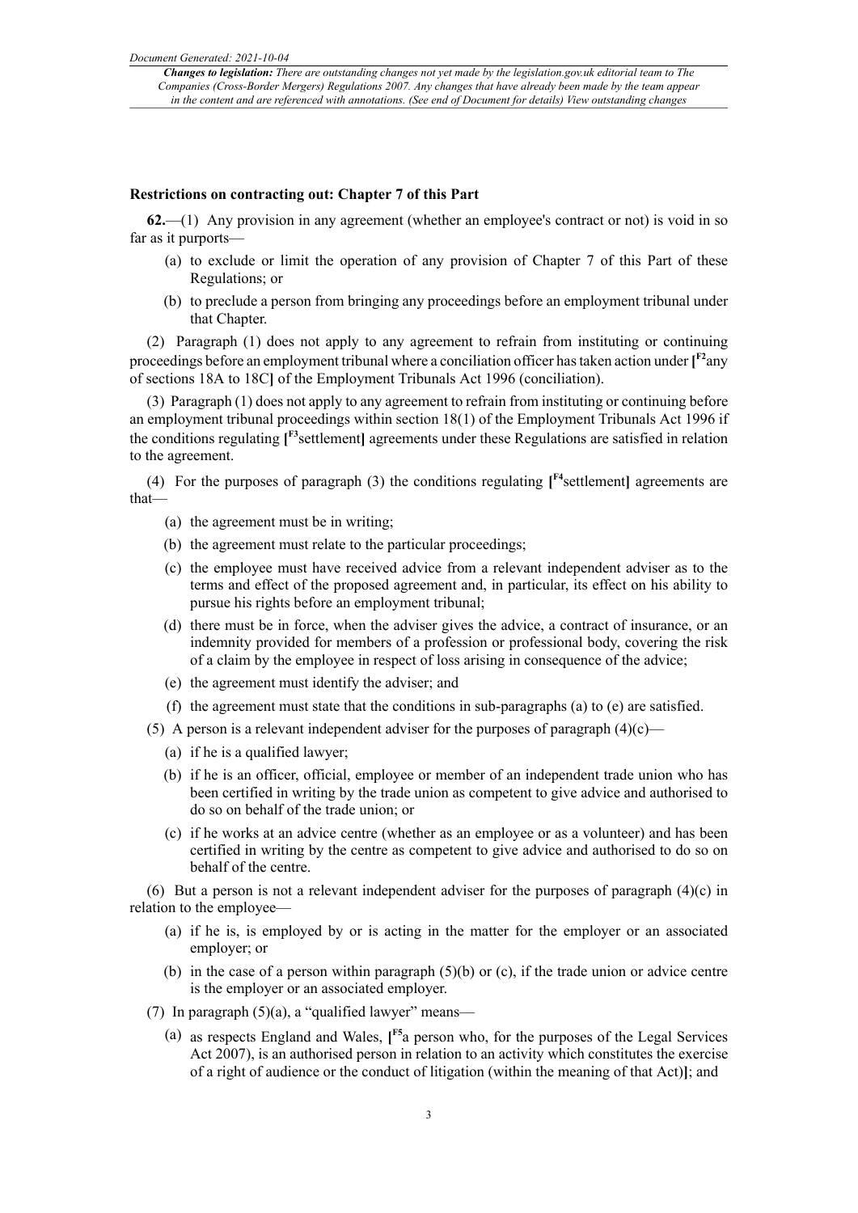#### Restrictions on contracting out: Chapter 7 of this Part

**62.**—(1) Any provision in any agreement (whether an employee's contract or not) is void in so far as it purports—

(a) to exclude or limit the operation of any provision of Chapter 7 of this Part of these Regulations; or

(b) to preclude a person from bringing any proceedings before an employment tribunal under that Chapter.

(2) Paragraph (1) does not apply to any agreement to refrain from instituting or continuing proceedings before an employment tribunal where a conciliation officer has taken action under [F2any of sections 18A to 18C] of the Employment Tribunals Act 1996 (conciliation).

(3) Paragraph (1) does not apply to any agreement to refrain from instituting or continuing before an employment tribunal proceedings within section 18(1) of the Employment Tribunals Act 1996 if the conditions regulating [F3settlement] agreements under these Regulations are satisfied in relation to the agreement.

(4) For the purposes of paragraph (3) the conditions regulating [F4settlement] agreements are that—

(a) the agreement must be in writing;

(b) the agreement must relate to the particular proceedings;

(c) the employee must have received advice from a relevant independent adviser as to the terms and effect of the proposed agreement and, in particular, its effect on his ability to pursue his rights before an employment tribunal;

(d) there must be in force, when the adviser gives the advice, a contract of insurance, or an indemnity provided for members of a profession or professional body, covering the risk of a claim by the employee in respect of loss arising in consequence of the advice;

(e) the agreement must identify the adviser; and

(f) the agreement must state that the conditions in sub-paragraphs (a) to (e) are satisfied.

(5) A person is a relevant independent adviser for the purposes of paragraph (4)(c)—

(a) if he is a qualified lawyer;

(b) if he is an officer, official, employee or member of an independent trade union who has been certified in writing by the trade union as competent to give advice and authorised to do so on behalf of the trade union; or

(c) if he works at an advice centre (whether as an employee or as a volunteer) and has been certified in writing by the centre as competent to give advice and authorised to do so on behalf of the centre.

(6) But a person is not a relevant independent adviser for the purposes of paragraph (4)(c) in relation to the employee—

(a) if he is, is employed by or is acting in the matter for the employer or an associated employer; or

(b) in the case of a person within paragraph (5)(b) or (c), if the trade union or advice centre is the employer or an associated employer.

(7) In paragraph (5)(a), a "qualified lawyer" means—

(a) as respects England and Wales, [F5a person who, for the purposes of the Legal Services Act 2007), is an authorised person in relation to an activity which constitutes the exercise of a right of audience or the conduct of litigation (within the meaning of that Act)]; and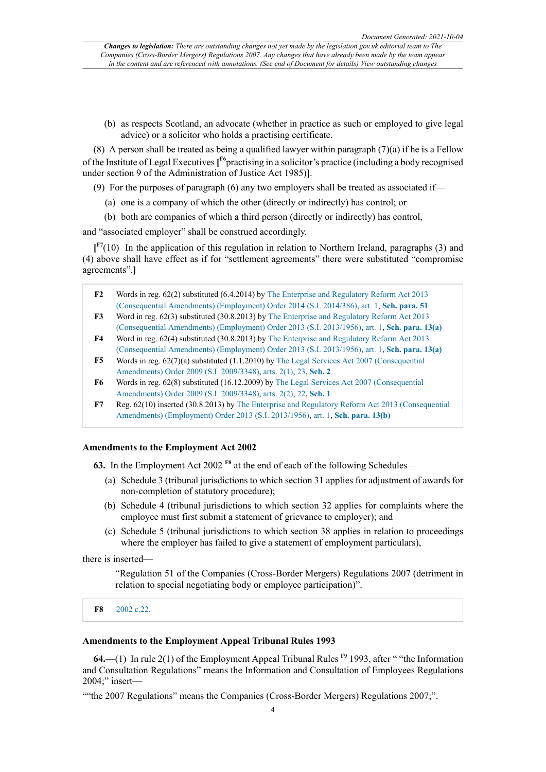(b) as respects Scotland, an advocate (whether in practice as such or employed to give legal advice) or a solicitor who holds a practising certificate.

(8) A person shall be treated as being a qualified lawyer within paragraph (7)(a) if he is a Fellow of the Institute of Legal Executives [[F6]practising in a solicitor's practice (including a body recognised under section 9 of the Administration of Justice Act 1985)].

(9) For the purposes of paragraph (6) any two employers shall be treated as associated if—

(a) one is a company of which the other (directly or indirectly) has control; or

(b) both are companies of which a third person (directly or indirectly) has control,

and "associated employer" shall be construed accordingly.

[[F7](10) In the application of this regulation in relation to Northern Ireland, paragraphs (3) and (4) above shall have effect as if for "settlement agreements" there were substituted "compromise agreements".]

| | |
|---|---|
| **F2** | Words in reg. 62(2) substituted (6.4.2014) by The Enterprise and Regulatory Reform Act 2013 (Consequential Amendments) (Employment) Order 2014 (S.I. 2014/386), art. 1, **Sch. para. 51** |
| **F3** | Word in reg. 62(3) substituted (30.8.2013) by The Enterprise and Regulatory Reform Act 2013 (Consequential Amendments) (Employment) Order 2013 (S.I. 2013/1956), art. 1, **Sch. para. 13(a)** |
| **F4** | Word in reg. 62(4) substituted (30.8.2013) by The Enterprise and Regulatory Reform Act 2013 (Consequential Amendments) (Employment) Order 2013 (S.I. 2013/1956), art. 1, **Sch. para. 13(a)** |
| **F5** | Words in reg. 62(7)(a) substituted (1.1.2010) by The Legal Services Act 2007 (Consequential Amendments) Order 2009 (S.I. 2009/3348), arts. 2(1), 23, **Sch. 2** |
| **F6** | Words in reg. 62(8) substituted (16.12.2009) by The Legal Services Act 2007 (Consequential Amendments) Order 2009 (S.I. 2009/3348), arts. 2(2), 22, **Sch. 1** |
| **F7** | Reg. 62(10) inserted (30.8.2013) by The Enterprise and Regulatory Reform Act 2013 (Consequential Amendments) (Employment) Order 2013 (S.I. 2013/1956), art. 1, **Sch. para. 13(b)** |

### Amendments to the Employment Act 2002

**63.** In the Employment Act 2002 [F8] at the end of each of the following Schedules—

(a) Schedule 3 (tribunal jurisdictions to which section 31 applies for adjustment of awards for non-completion of statutory procedure);

(b) Schedule 4 (tribunal jurisdictions to which section 32 applies for complaints where the employee must first submit a statement of grievance to employer); and

(c) Schedule 5 (tribunal jurisdictions to which section 38 applies in relation to proceedings where the employer has failed to give a statement of employment particulars),

there is inserted—

> "Regulation 51 of the Companies (Cross-Border Mergers) Regulations 2007 (detriment in relation to special negotiating body or employee participation)".

| | |
|---|---|
| **F8** | 2002 c.22. |

### Amendments to the Employment Appeal Tribunal Rules 1993

**64.**—(1) In rule 2(1) of the Employment Appeal Tribunal Rules [F9] 1993, after " "the Information and Consultation Regulations" means the Information and Consultation of Employees Regulations 2004;" insert—

""the 2007 Regulations" means the Companies (Cross-Border Mergers) Regulations 2007;".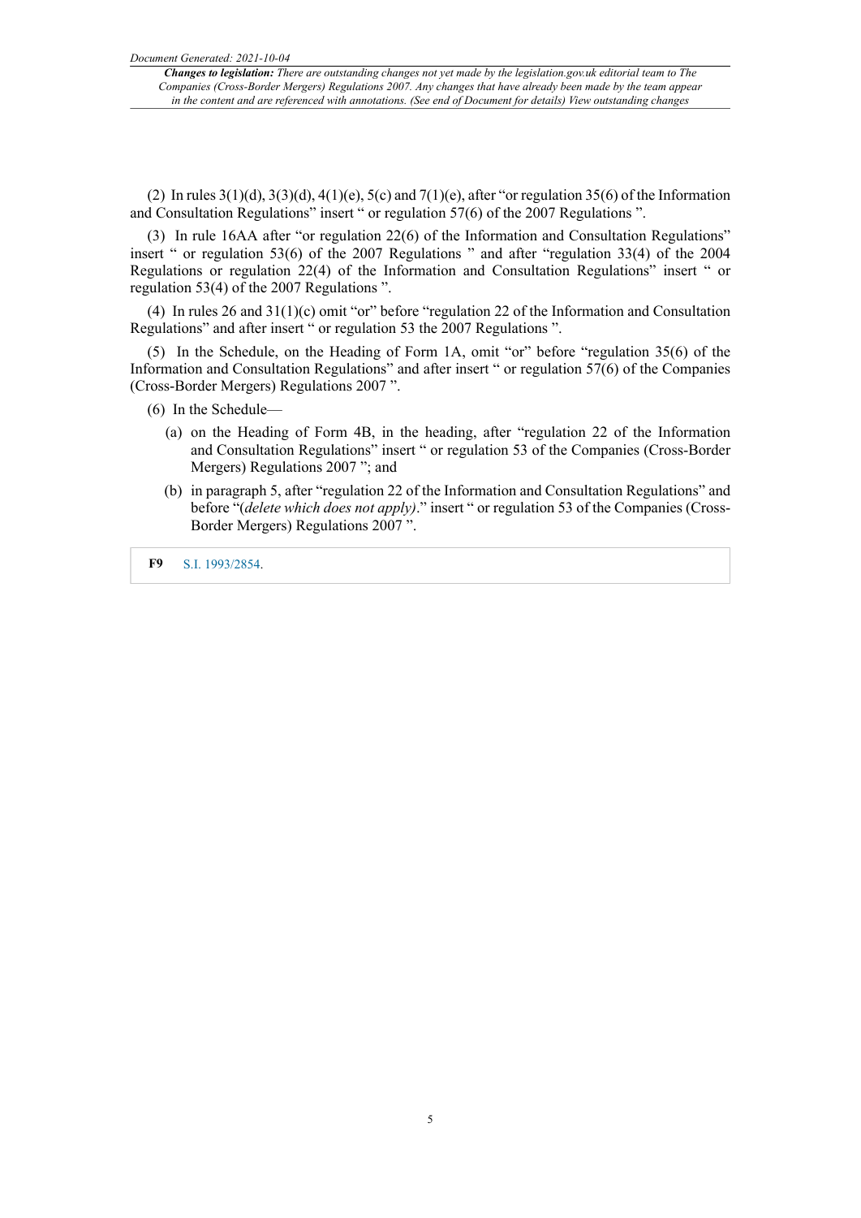(2) In rules 3(1)(d), 3(3)(d), 4(1)(e), 5(c) and 7(1)(e), after "or regulation 35(6) of the Information and Consultation Regulations" insert " or regulation 57(6) of the 2007 Regulations ".

(3) In rule 16AA after "or regulation 22(6) of the Information and Consultation Regulations" insert " or regulation 53(6) of the 2007 Regulations " and after "regulation 33(4) of the 2004 Regulations or regulation 22(4) of the Information and Consultation Regulations" insert " or regulation 53(4) of the 2007 Regulations ".

(4) In rules 26 and 31(1)(c) omit "or" before "regulation 22 of the Information and Consultation Regulations" and after insert " or regulation 53 the 2007 Regulations ".

(5) In the Schedule, on the Heading of Form 1A, omit "or" before "regulation 35(6) of the Information and Consultation Regulations" and after insert " or regulation 57(6) of the Companies (Cross-Border Mergers) Regulations 2007 ".

(6) In the Schedule—

- (a) on the Heading of Form 4B, in the heading, after "regulation 22 of the Information and Consultation Regulations" insert " or regulation 53 of the Companies (Cross-Border Mergers) Regulations 2007 "; and
- (b) in paragraph 5, after "regulation 22 of the Information and Consultation Regulations" and before "(*delete which does not apply)*." insert " or regulation 53 of the Companies (Cross-Border Mergers) Regulations 2007 ".

**F9** S.I. 1993/2854.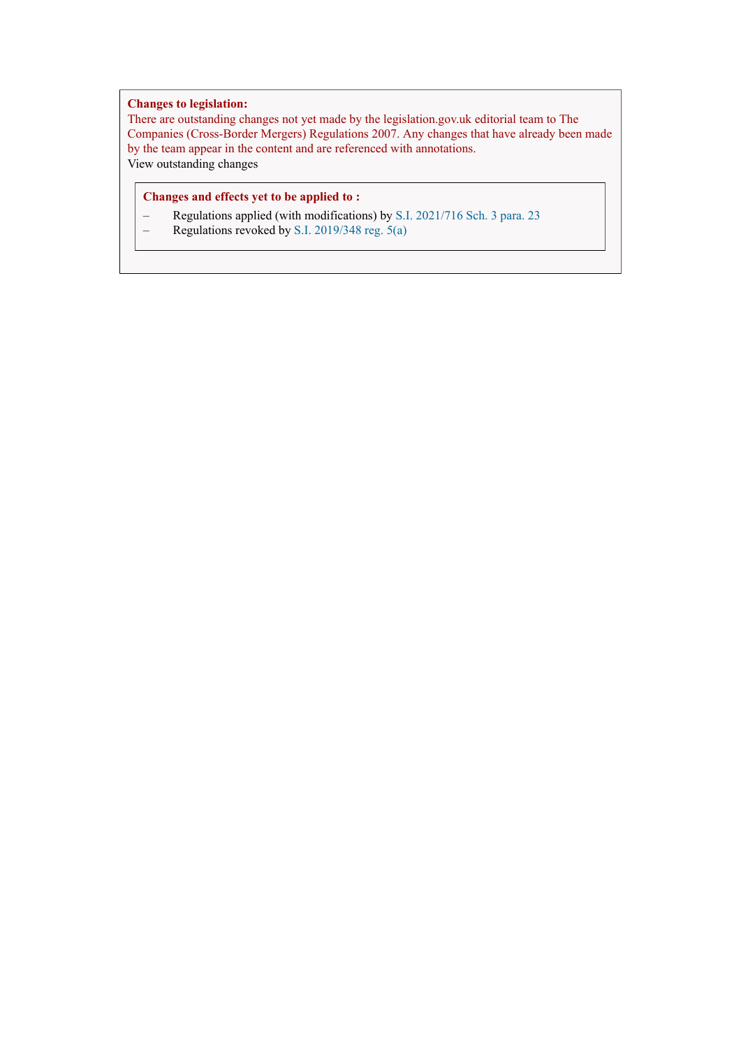**Changes to legislation:**
There are outstanding changes not yet made by the legislation.gov.uk editorial team to The Companies (Cross-Border Mergers) Regulations 2007. Any changes that have already been made by the team appear in the content and are referenced with annotations.
View outstanding changes

**Changes and effects yet to be applied to :**

- Regulations applied (with modifications) by S.I. 2021/716 Sch. 3 para. 23
- Regulations revoked by S.I. 2019/348 reg. 5(a)